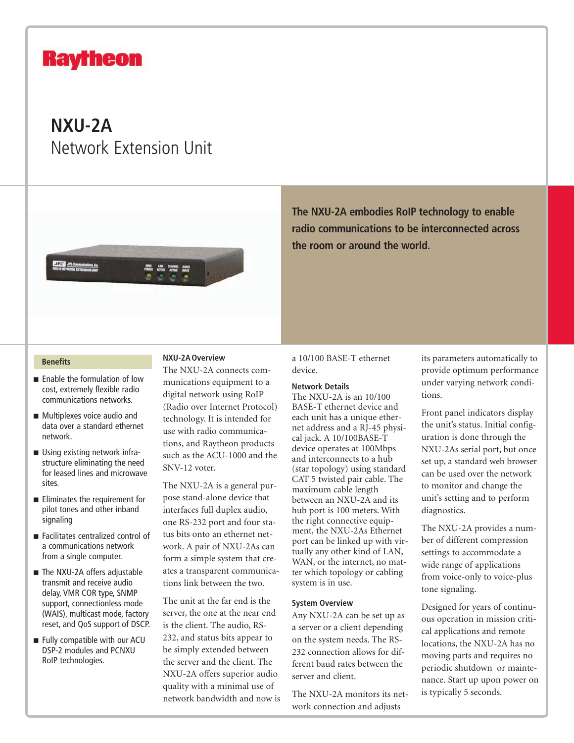Raytheon

# NXU-2A

## Network Extension Unit

**The NXU-2A embodies RoIP technology to enable radio communications to be interconnected across the room or around the world.**

### Benefits

- Enable the formulation of low cost, extremely flexible radio communications networks.
- Multiplexes voice audio and data over a standard ethernet network.
- Using existing network infrastructure eliminating the need for leased lines and microwave sites.
- Eliminates the requirement for pilot tones and other inband signaling
- Facilitates centralized control of a communications network from a single computer.
- The NXU-2A offers adjustable transmit and receive audio delay, VMR COR type, SNMP support, connectionless mode (WAIS), multicast mode, factory reset, and QoS support of DSCP.
- Fully compatible with our ACU DSP-2 modules and PCNXU RoIP technologies.

### NXU-2A Overview

The NXU-2A connects communications equipment to a digital network using RoIP (Radio over Internet Protocol) technology. It is intended for use with radio communications, and Raytheon products such as the ACU-1000 and the SNV-12 voter.

The NXU-2A is a general purpose stand-alone device that interfaces full duplex audio, one RS-232 port and four status bits onto an ethernet network. A pair of NXU-2As can form a simple system that creates a transparent communications link between the two.

The unit at the far end is the server, the one at the near end is the client. The audio, RS-232, and status bits appear to be simply extended between the server and the client. The NXU-2A offers superior audio quality with a minimal use of network bandwidth and now is a 10/100 BASE-T ethernet device.

### Network Details

The NXU-2A is an 10/100 BASE-T ethernet device and each unit has a unique ethernet address and a RJ-45 physical jack. A 10/100BASE-T device operates at 100Mbps and interconnects to a hub (star topology) using standard CAT 5 twisted pair cable. The maximum cable length between an NXU-2A and its hub port is 100 meters. With the right connective equipment, the NXU-2As Ethernet port can be linked up with virtually any other kind of LAN, WAN, or the internet, no matter which topology or cabling system is in use.

### System Overview

Any NXU-2A can be set up as a server or a client depending on the system needs. The RS-232 connection allows for different baud rates between the server and client.

The NXU-2A monitors its network connection and adjusts its parameters automatically to provide optimum performance under varying network conditions.

Front panel indicators display the unit's status. Initial configuration is done through the NXU-2As serial port, but once set up, a standard web browser can be used over the network to monitor and change the unit's setting and to perform diagnostics.

The NXU-2A provides a number of different compression settings to accommodate a wide range of applications from voice-only to voice-plus tone signaling.

Designed for years of continuous operation in mission critical applications and remote locations, the NXU-2A has no moving parts and requires no periodic shutdown or maintenance. Start up upon power on is typically 5 seconds.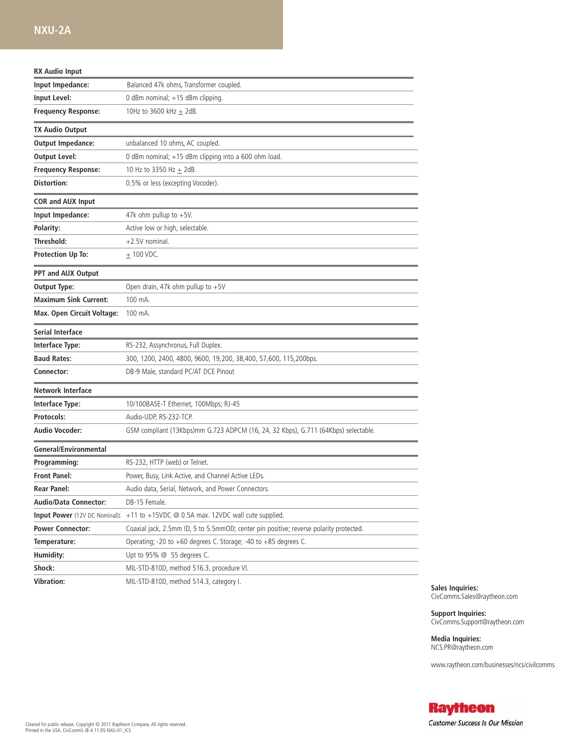## NXU-2A

| | |
|---|---|
| **RX Audio Input** | |
| **Input Impedance:** | Balanced 47k ohms, Transformer coupled. |
| **Input Level:** | 0 dBm nominal; +15 dBm clipping. |
| **Frequency Response:** | 10Hz to 3600 kHz ± 2dB. |
| **TX Audio Output** | |
| **Output Impedance:** | unbalanced 10 ohms, AC coupled. |
| **Output Level:** | 0 dBm nominal; +15 dBm clipping into a 600 ohm load. |
| **Frequency Response:** | 10 Hz to 3350 Hz ± 2dB. |
| **Distortion:** | 0.5% or less (excepting Vocoder). |
| **COR and AUX Input** | |
| **Input Impedance:** | 47k ohm pullup to +5V. |
| **Polarity:** | Active low or high, selectable. |
| **Threshold:** | +2.5V nominal. |
| **Protection Up To:** | ± 100 VDC. |
| **PPT and AUX Output** | |
| **Output Type:** | Open drain, 47k ohm pullup to +5V |
| **Maximum Sink Current:** | 100 mA. |
| **Max. Open Circuit Voltage:** | 100 mA. |
| **Serial Interface** | |
| **Interface Type:** | RS-232, Assynchronus, Full Duplex. |
| **Baud Rates:** | 300, 1200, 2400, 4800, 9600, 19,200, 38,400, 57,600, 115,200bps. |
| **Connector:** | DB-9 Male, standard PC/AT DCE Pinout |
| **Network Interface** | |
| **Interface Type:** | 10/100BASE-T Ethernet, 100Mbps; RJ-45 |
| **Protocols:** | Audio-UDP, RS-232-TCP. |
| **Audio Vocoder:** | GSM compliant (13Kbps)mm G.723 ADPCM (16, 24, 32 Kbps), G.711 (64Kbps) selectable. |
| **General/Environmental** | |
| **Programming:** | RS-232, HTTP (web) or Telnet. |
| **Front Panel:** | Power, Busy, Link Active, and Channel Active LEDs. |
| **Rear Panel:** | Audio data, Serial, Network, and Power Connectors. |
| **Audio/Data Connector:** | DB-15 Female. |
| **Input Power** (12V DC Nominal): | +11 to +15VDC @ 0.5A max. 12VDC wall cute supplied. |
| **Power Connector:** | Coaxial jack, 2.5mm ID, 5 to 5.5mmOD; center pin positive; reverse polarity protected. |
| **Temperature:** | Operating; -20 to +60 degrees C. Storage; -40 to +85 degrees C. |
| **Humidity:** | Upt to 95% @ 55 degrees C. |
| **Shock:** | MIL-STD-810D, method 516.3, procedure VI. |
| **Vibration:** | MIL-STD-810D, method 514.3, category I. |

**Sales Inquiries:**
CivComms.Sales@raytheon.com

**Support Inquiries:**
CivComms.Support@raytheon.com

**Media Inquiries:**
NCS.PR@raytheon.com

www.raytheon.com/businesses/ncs/civilcomms

Raytheon
*Customer Success Is Our Mission*

Cleared for public release. Copyright © 2011 Raytheon Company. All rights reserved.
Printed in the USA. CivCommS JB 4.11 DS-NXU-01_ICS